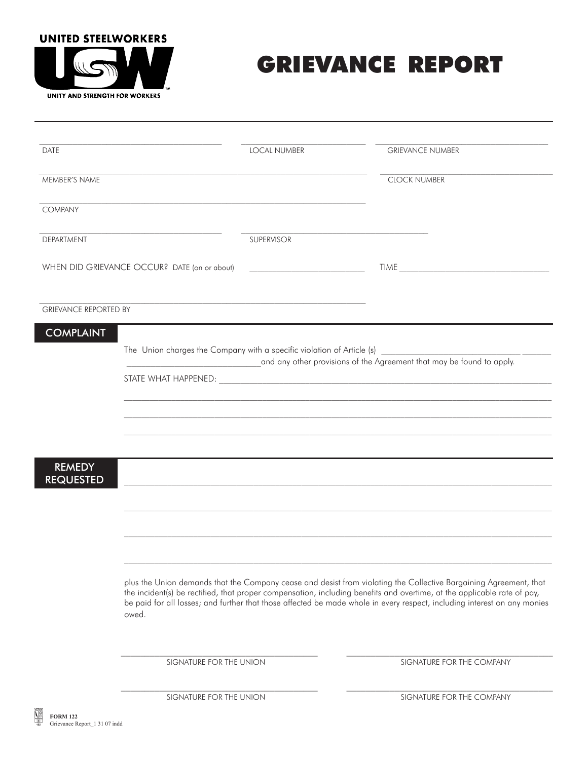**UNITED STEELWORKERS**

**USW**

**UNITY AND STRENGTH FOR WORKERS**

# GRIEVANCE REPORT

---

DATE ______________________ LOCAL NUMBER ______________________ GRIEVANCE NUMBER ______________________

MEMBER'S NAME ______________________ CLOCK NUMBER ______________________

COMPANY ______________________

DEPARTMENT ______________________ SUPERVISOR ______________________

WHEN DID GRIEVANCE OCCUR? DATE (on or about) ______________________ TIME ______________________

GRIEVANCE REPORTED BY ______________________

## COMPLAINT

The Union charges the Company with a specific violation of Article (s) ______________________ ______________________ and any other provisions of the Agreement that may be found to apply.

STATE WHAT HAPPENED: ______________________

______________________

______________________

______________________

## REMEDY REQUESTED

______________________

______________________

______________________

______________________

plus the Union demands that the Company cease and desist from violating the Collective Bargaining Agreement, that the incident(s) be rectified, that proper compensation, including benefits and overtime, at the applicable rate of pay, be paid for all losses; and further that those affected be made whole in every respect, including interest on any monies owed.

______________________ SIGNATURE FOR THE UNION

______________________ SIGNATURE FOR THE COMPANY

______________________ SIGNATURE FOR THE UNION

______________________ SIGNATURE FOR THE COMPANY

FORM 122
Grievance Report_1 31 07 indd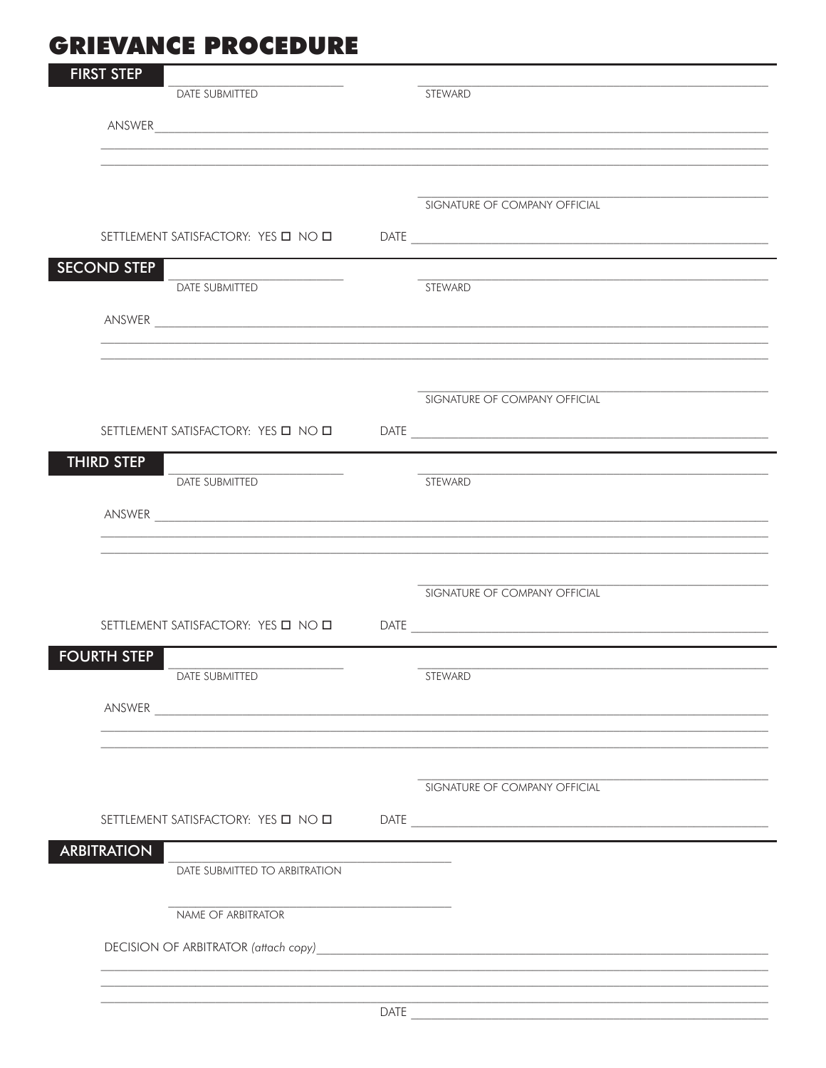# GRIEVANCE PROCEDURE

## FIRST STEP

DATE SUBMITTED ____________________ STEWARD ____________________

ANSWER ________________________________________________________________

________________________________________________________________

________________________________________________________________

SIGNATURE OF COMPANY OFFICIAL ____________________

SETTLEMENT SATISFACTORY: YES ☐ NO ☐ DATE ____________________

## SECOND STEP

DATE SUBMITTED ____________________ STEWARD ____________________

ANSWER ________________________________________________________________

________________________________________________________________

________________________________________________________________

SIGNATURE OF COMPANY OFFICIAL ____________________

SETTLEMENT SATISFACTORY: YES ☐ NO ☐ DATE ____________________

## THIRD STEP

DATE SUBMITTED ____________________ STEWARD ____________________

ANSWER ________________________________________________________________

________________________________________________________________

________________________________________________________________

SIGNATURE OF COMPANY OFFICIAL ____________________

SETTLEMENT SATISFACTORY: YES ☐ NO ☐ DATE ____________________

## FOURTH STEP

DATE SUBMITTED ____________________ STEWARD ____________________

ANSWER ________________________________________________________________

________________________________________________________________

________________________________________________________________

SIGNATURE OF COMPANY OFFICIAL ____________________

SETTLEMENT SATISFACTORY: YES ☐ NO ☐ DATE ____________________

## ARBITRATION

DATE SUBMITTED TO ARBITRATION ____________________

NAME OF ARBITRATOR ____________________

DECISION OF ARBITRATOR *(attach copy)* ________________________________________________________________

________________________________________________________________

________________________________________________________________

________________________________________________________________

DATE ____________________